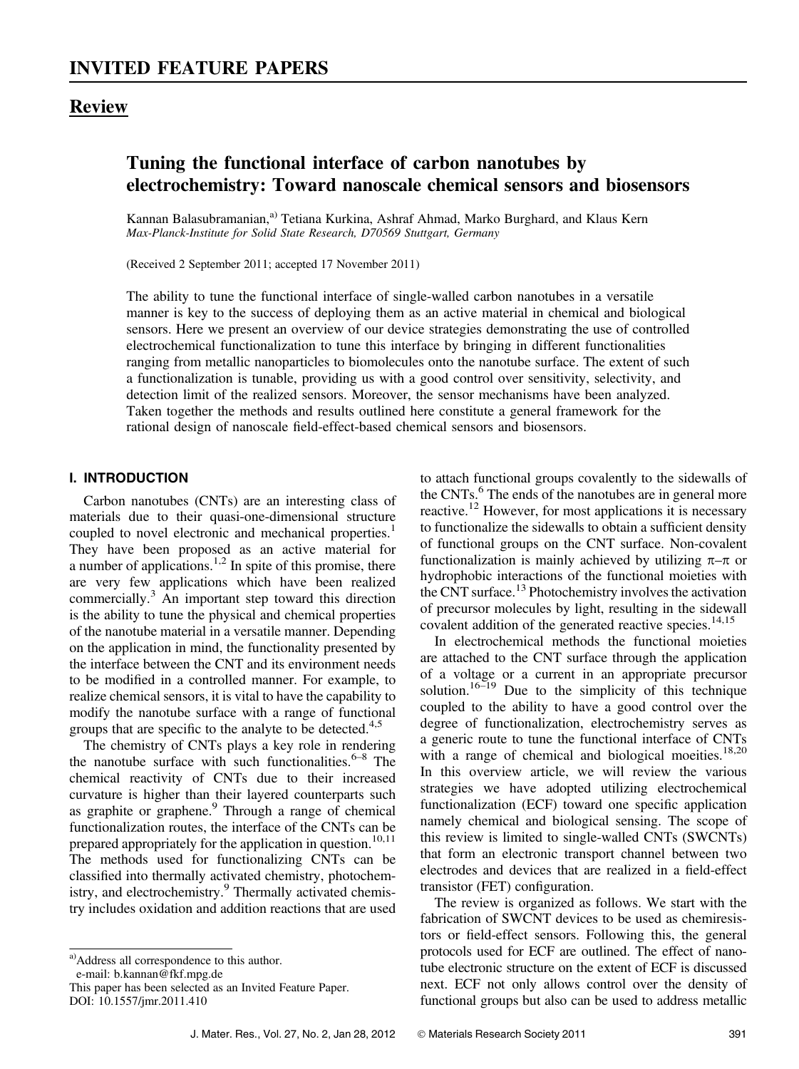# INVITED FEATURE PAPERS

## Review

# Tuning the functional interface of carbon nanotubes by electrochemistry: Toward nanoscale chemical sensors and biosensors

Kannan Balasubramanian,[a] Tetiana Kurkina, Ashraf Ahmad, Marko Burghard, and Klaus Kern
*Max-Planck-Institute for Solid State Research, D70569 Stuttgart, Germany*

(Received 2 September 2011; accepted 17 November 2011)

The ability to tune the functional interface of single-walled carbon nanotubes in a versatile manner is key to the success of deploying them as an active material in chemical and biological sensors. Here we present an overview of our device strategies demonstrating the use of controlled electrochemical functionalization to tune this interface by bringing in different functionalities ranging from metallic nanoparticles to biomolecules onto the nanotube surface. The extent of such a functionalization is tunable, providing us with a good control over sensitivity, selectivity, and detection limit of the realized sensors. Moreover, the sensor mechanisms have been analyzed. Taken together the methods and results outlined here constitute a general framework for the rational design of nanoscale field-effect-based chemical sensors and biosensors.

## I. INTRODUCTION

Carbon nanotubes (CNTs) are an interesting class of materials due to their quasi-one-dimensional structure coupled to novel electronic and mechanical properties.[1] They have been proposed as an active material for a number of applications.[1,2] In spite of this promise, there are very few applications which have been realized commercially.[3] An important step toward this direction is the ability to tune the physical and chemical properties of the nanotube material in a versatile manner. Depending on the application in mind, the functionality presented by the interface between the CNT and its environment needs to be modified in a controlled manner. For example, to realize chemical sensors, it is vital to have the capability to modify the nanotube surface with a range of functional groups that are specific to the analyte to be detected.[4,5]

The chemistry of CNTs plays a key role in rendering the nanotube surface with such functionalities.[6–8] The chemical reactivity of CNTs due to their increased curvature is higher than their layered counterparts such as graphite or graphene.[9] Through a range of chemical functionalization routes, the interface of the CNTs can be prepared appropriately for the application in question.[10,11] The methods used for functionalizing CNTs can be classified into thermally activated chemistry, photochemistry, and electrochemistry.[9] Thermally activated chemistry includes oxidation and addition reactions that are used to attach functional groups covalently to the sidewalls of the CNTs.[6] The ends of the nanotubes are in general more reactive.[12] However, for most applications it is necessary to functionalize the sidewalls to obtain a sufficient density of functional groups on the CNT surface. Non-covalent functionalization is mainly achieved by utilizing π–π or hydrophobic interactions of the functional moieties with the CNT surface.[13] Photochemistry involves the activation of precursor molecules by light, resulting in the sidewall covalent addition of the generated reactive species.[14,15]

In electrochemical methods the functional moieties are attached to the CNT surface through the application of a voltage or a current in an appropriate precursor solution.[16–19] Due to the simplicity of this technique coupled to the ability to have a good control over the degree of functionalization, electrochemistry serves as a generic route to tune the functional interface of CNTs with a range of chemical and biological moieties.[18,20] In this overview article, we will review the various strategies we have adopted utilizing electrochemical functionalization (ECF) toward one specific application namely chemical and biological sensing. The scope of this review is limited to single-walled CNTs (SWCNTs) that form an electronic transport channel between two electrodes and devices that are realized in a field-effect transistor (FET) configuration.

The review is organized as follows. We start with the fabrication of SWCNT devices to be used as chemiresistors or field-effect sensors. Following this, the general protocols used for ECF are outlined. The effect of nanotube electronic structure on the extent of ECF is discussed next. ECF not only allows control over the density of functional groups but also can be used to address metallic

---

[a] Address all correspondence to this author.
e-mail: b.kannan@fkf.mpg.de
This paper has been selected as an Invited Feature Paper.
DOI: 10.1557/jmr.2011.410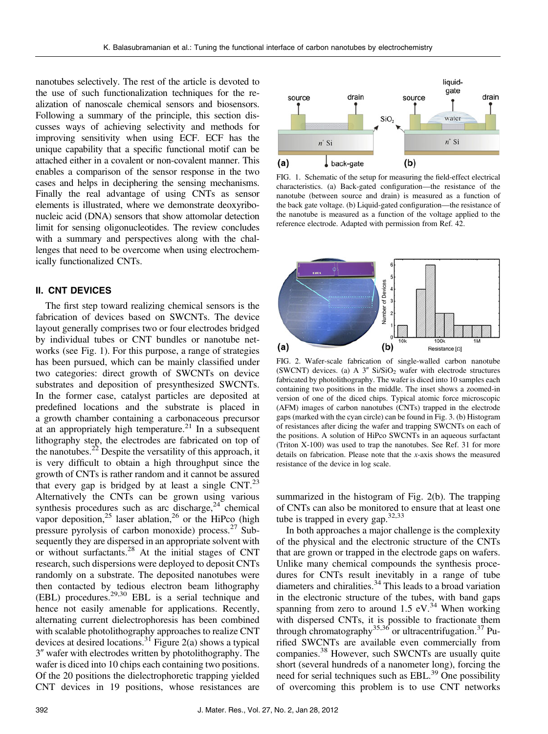nanotubes selectively. The rest of the article is devoted to the use of such functionalization techniques for the realization of nanoscale chemical sensors and biosensors. Following a summary of the principle, this section discusses ways of achieving selectivity and methods for improving sensitivity when using ECF. ECF has the unique capability that a specific functional motif can be attached either in a covalent or non-covalent manner. This enables a comparison of the sensor response in the two cases and helps in deciphering the sensing mechanisms. Finally the real advantage of using CNTs as sensor elements is illustrated, where we demonstrate deoxyribonucleic acid (DNA) sensors that show attomolar detection limit for sensing oligonucleotides. The review concludes with a summary and perspectives along with the challenges that need to be overcome when using electrochemically functionalized CNTs.

## II. CNT DEVICES

The first step toward realizing chemical sensors is the fabrication of devices based on SWCNTs. The device layout generally comprises two or four electrodes bridged by individual tubes or CNT bundles or nanotube networks (see Fig. 1). For this purpose, a range of strategies has been pursued, which can be mainly classified under two categories: direct growth of SWCNTs on device substrates and deposition of presynthesized SWCNTs. In the former case, catalyst particles are deposited at predefined locations and the substrate is placed in a growth chamber containing a carbonaceous precursor at an appropriately high temperature.[21] In a subsequent lithography step, the electrodes are fabricated on top of the nanotubes.[22] Despite the versatility of this approach, it is very difficult to obtain a high throughput since the growth of CNTs is rather random and it cannot be assured that every gap is bridged by at least a single CNT.[23] Alternatively the CNTs can be grown using various synthesis procedures such as arc discharge,[24] chemical vapor deposition,[25] laser ablation,[26] or the HiPco (high pressure pyrolysis of carbon monoxide) process.[27] Subsequently they are dispersed in an appropriate solvent with or without surfactants.[28] At the initial stages of CNT research, such dispersions were deployed to deposit CNTs randomly on a substrate. The deposited nanotubes were then contacted by tedious electron beam lithography (EBL) procedures.[29,30] EBL is a serial technique and hence not easily amenable for applications. Recently, alternating current dielectrophoresis has been combined with scalable photolithography approaches to realize CNT devices at desired locations.[31] Figure 2(a) shows a typical 3″ wafer with electrodes written by photolithography. The wafer is diced into 10 chips each containing two positions. Of the 20 positions the dielectrophoretic trapping yielded CNT devices in 19 positions, whose resistances are summarized in the histogram of Fig. 2(b). The trapping of CNTs can also be monitored to ensure that at least one tube is trapped in every gap.[32,33]

FIG. 1. Schematic of the setup for measuring the field-effect electrical characteristics. (a) Back-gated configuration—the resistance of the nanotube (between source and drain) is measured as a function of the back gate voltage. (b) Liquid-gated configuration—the resistance of the nanotube is measured as a function of the voltage applied to the reference electrode. Adapted with permission from Ref. 42.

FIG. 2. Wafer-scale fabrication of single-walled carbon nanotube (SWCNT) devices. (a) A 3″ $Si/SiO_2$ wafer with electrode structures fabricated by photolithography. The wafer is diced into 10 samples each containing two positions in the middle. The inset shows a zoomed-in version of one of the diced chips. Typical atomic force microscopic (AFM) images of carbon nanotubes (CNTs) trapped in the electrode gaps (marked with the cyan circle) can be found in Fig. 3. (b) Histogram of resistances after dicing the wafer and trapping SWCNTs on each of the positions. A solution of HiPco SWCNTs in an aqueous surfactant (Triton X-100) was used to trap the nanotubes. See Ref. 31 for more details on fabrication. Please note that the *x*-axis shows the measured resistance of the device in log scale.

In both approaches a major challenge is the complexity of the physical and the electronic structure of the CNTs that are grown or trapped in the electrode gaps on wafers. Unlike many chemical compounds the synthesis procedures for CNTs result inevitably in a range of tube diameters and chiralities.[34] This leads to a broad variation in the electronic structure of the tubes, with band gaps spanning from zero to around 1.5 eV.[34] When working with dispersed CNTs, it is possible to fractionate them through chromatography[35,36] or ultracentrifugation.[37] Purified SWCNTs are available even commercially from companies.[38] However, such SWCNTs are usually quite short (several hundreds of a nanometer long), forcing the need for serial techniques such as EBL.[39] One possibility of overcoming this problem is to use CNT networks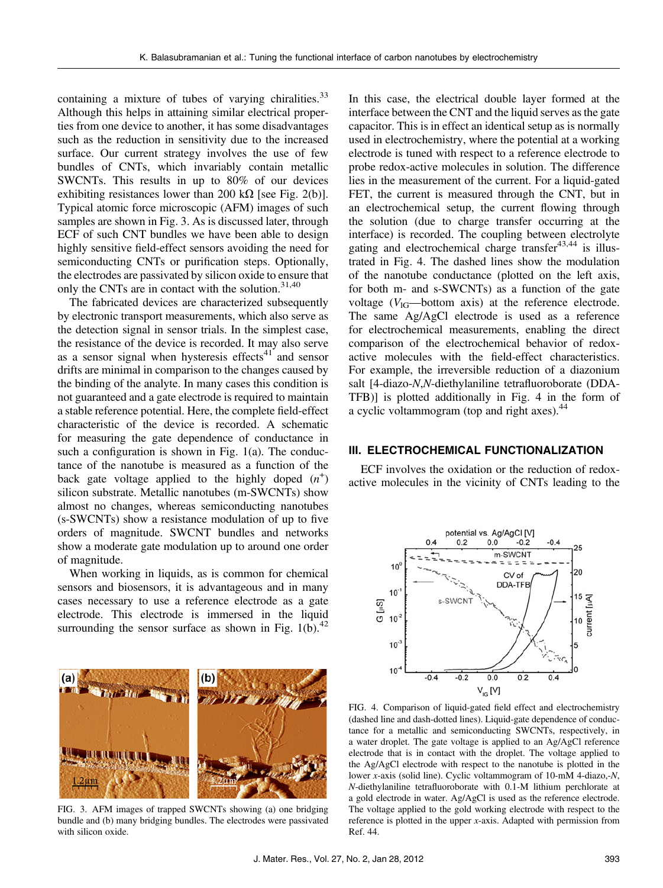containing a mixture of tubes of varying chiralities.[33] Although this helps in attaining similar electrical properties from one device to another, it has some disadvantages such as the reduction in sensitivity due to the increased surface. Our current strategy involves the use of few bundles of CNTs, which invariably contain metallic SWCNTs. This results in up to 80% of our devices exhibiting resistances lower than 200 kΩ [see Fig. 2(b)]. Typical atomic force microscopic (AFM) images of such samples are shown in Fig. 3. As is discussed later, through ECF of such CNT bundles we have been able to design highly sensitive field-effect sensors avoiding the need for semiconducting CNTs or purification steps. Optionally, the electrodes are passivated by silicon oxide to ensure that only the CNTs are in contact with the solution.[31,40]

The fabricated devices are characterized subsequently by electronic transport measurements, which also serve as the detection signal in sensor trials. In the simplest case, the resistance of the device is recorded. It may also serve as a sensor signal when hysteresis effects[41] and sensor drifts are minimal in comparison to the changes caused by the binding of the analyte. In many cases this condition is not guaranteed and a gate electrode is required to maintain a stable reference potential. Here, the complete field-effect characteristic of the device is recorded. A schematic for measuring the gate dependence of conductance in such a configuration is shown in Fig. 1(a). The conductance of the nanotube is measured as a function of the back gate voltage applied to the highly doped ($n^+$) silicon substrate. Metallic nanotubes (m-SWCNTs) show almost no changes, whereas semiconducting nanotubes (s-SWCNTs) show a resistance modulation of up to five orders of magnitude. SWCNT bundles and networks show a moderate gate modulation up to around one order of magnitude.

When working in liquids, as is common for chemical sensors and biosensors, it is advantageous and in many cases necessary to use a reference electrode as a gate electrode. This electrode is immersed in the liquid surrounding the sensor surface as shown in Fig. 1(b).[42]

FIG. 3. AFM images of trapped SWCNTs showing (a) one bridging bundle and (b) many bridging bundles. The electrodes were passivated with silicon oxide.

In this case, the electrical double layer formed at the interface between the CNT and the liquid serves as the gate capacitor. This is in effect an identical setup as is normally used in electrochemistry, where the potential at a working electrode is tuned with respect to a reference electrode to probe redox-active molecules in solution. The difference lies in the measurement of the current. For a liquid-gated FET, the current is measured through the CNT, but in an electrochemical setup, the current flowing through the solution (due to charge transfer occurring at the interface) is recorded. The coupling between electrolyte gating and electrochemical charge transfer[43,44] is illustrated in Fig. 4. The dashed lines show the modulation of the nanotube conductance (plotted on the left axis, for both m- and s-SWCNTs) as a function of the gate voltage ($V_{IG}$—bottom axis) at the reference electrode. The same Ag/AgCl electrode is used as a reference for electrochemical measurements, enabling the direct comparison of the electrochemical behavior of redox-active molecules with the field-effect characteristics. For example, the irreversible reduction of a diazonium salt [4-diazo-*N*,*N*-diethylaniline tetrafluoroborate (DDA-TFB)] is plotted additionally in Fig. 4 in the form of a cyclic voltammogram (top and right axes).[44]

## III. ELECTROCHEMICAL FUNCTIONALIZATION

ECF involves the oxidation or the reduction of redox-active molecules in the vicinity of CNTs leading to the

potential vs. Ag/AgCl [V]
0.4 0.2 0.0 -0.2 -0.4
m-SWCNT
CV of DDA-TFB
s-SWCNT
G [µS]
$10^0$ $10^{-1}$ $10^{-2}$ $10^{-3}$ $10^{-4}$
current [µA]
25 20 15 10 5 0
-0.4 -0.2 0.0 0.2 0.4
$V_{IG}$ [V]

FIG. 4. Comparison of liquid-gated field effect and electrochemistry (dashed line and dash-dotted lines). Liquid-gate dependence of conductance for a metallic and semiconducting SWCNTs, respectively, in a water droplet. The gate voltage is applied to an Ag/AgCl reference electrode that is in contact with the droplet. The voltage applied to the Ag/AgCl electrode with respect to the nanotube is plotted in the lower *x*-axis (solid line). Cyclic voltammogram of 10-mM 4-diazo,-*N*,*N*-diethylaniline tetrafluoroborate with 0.1-M lithium perchlorate at a gold electrode in water. Ag/AgCl is used as the reference electrode. The voltage applied to the gold working electrode with respect to the reference is plotted in the upper *x*-axis. Adapted with permission from Ref. 44.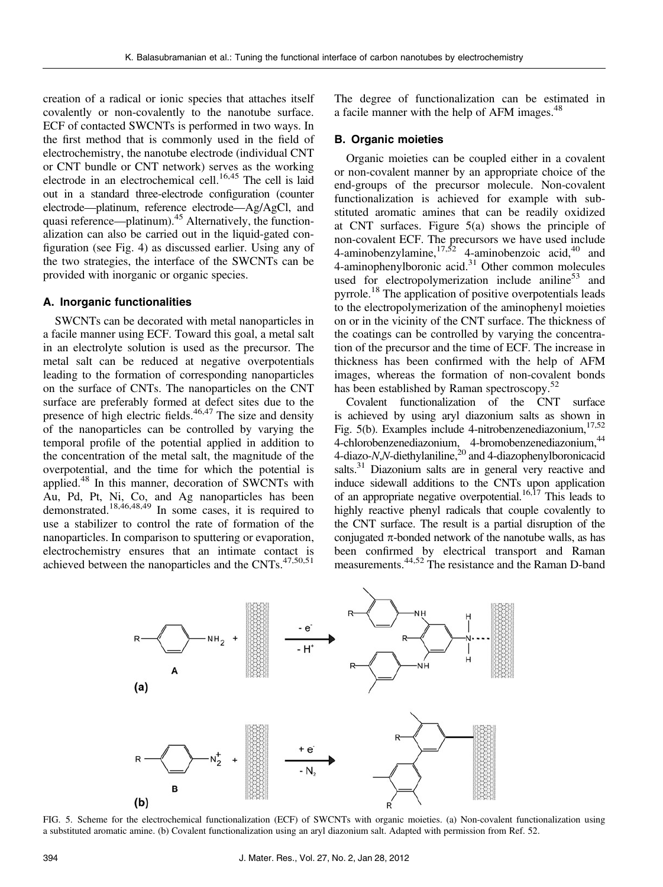creation of a radical or ionic species that attaches itself covalently or non-covalently to the nanotube surface. ECF of contacted SWCNTs is performed in two ways. In the first method that is commonly used in the field of electrochemistry, the nanotube electrode (individual CNT or CNT bundle or CNT network) serves as the working electrode in an electrochemical cell.[16,45] The cell is laid out in a standard three-electrode configuration (counter electrode—platinum, reference electrode—Ag/AgCl, and quasi reference—platinum).[45] Alternatively, the functionalization can also be carried out in the liquid-gated configuration (see Fig. 4) as discussed earlier. Using any of the two strategies, the interface of the SWCNTs can be provided with inorganic or organic species.

### A. Inorganic functionalities

SWCNTs can be decorated with metal nanoparticles in a facile manner using ECF. Toward this goal, a metal salt in an electrolyte solution is used as the precursor. The metal salt can be reduced at negative overpotentials leading to the formation of corresponding nanoparticles on the surface of CNTs. The nanoparticles on the CNT surface are preferably formed at defect sites due to the presence of high electric fields.[46,47] The size and density of the nanoparticles can be controlled by varying the temporal profile of the potential applied in addition to the concentration of the metal salt, the magnitude of the overpotential, and the time for which the potential is applied.[48] In this manner, decoration of SWCNTs with Au, Pd, Pt, Ni, Co, and Ag nanoparticles has been demonstrated.[18,46,48,49] In some cases, it is required to use a stabilizer to control the rate of formation of the nanoparticles. In comparison to sputtering or evaporation, electrochemistry ensures that an intimate contact is achieved between the nanoparticles and the CNTs.[47,50,51] The degree of functionalization can be estimated in a facile manner with the help of AFM images.[48]

### B. Organic moieties

Organic moieties can be coupled either in a covalent or non-covalent manner by an appropriate choice of the end-groups of the precursor molecule. Non-covalent functionalization is achieved for example with substituted aromatic amines that can be readily oxidized at CNT surfaces. Figure 5(a) shows the principle of non-covalent ECF. The precursors we have used include 4-aminobenzylamine,[17,52] 4-aminobenzoic acid,[40] and 4-aminophenylboronic acid.[31] Other common molecules used for electropolymerization include aniline[53] and pyrrole.[18] The application of positive overpotentials leads to the electropolymerization of the aminophenyl moieties on or in the vicinity of the CNT surface. The thickness of the coatings can be controlled by varying the concentration of the precursor and the time of ECF. The increase in thickness has been confirmed with the help of AFM images, whereas the formation of non-covalent bonds has been established by Raman spectroscopy.[52]

Covalent functionalization of the CNT surface is achieved by using aryl diazonium salts as shown in Fig. 5(b). Examples include 4-nitrobenzenediazonium,[17,52] 4-chlorobenzenediazonium, 4-bromobenzenediazonium,[44] 4-diazo-*N*,*N*-diethylaniline,[20] and 4-diazophenylboronicacid salts.[31] Diazonium salts are in general very reactive and induce sidewall additions to the CNTs upon application of an appropriate negative overpotential.[16,17] This leads to highly reactive phenyl radicals that couple covalently to the CNT surface. The result is a partial disruption of the conjugated π-bonded network of the nanotube walls, as has been confirmed by electrical transport and Raman measurements.[44,52] The resistance and the Raman D-band

FIG. 5. Scheme for the electrochemical functionalization (ECF) of SWCNTs with organic moieties. (a) Non-covalent functionalization using a substituted aromatic amine. (b) Covalent functionalization using an aryl diazonium salt. Adapted with permission from Ref. 52.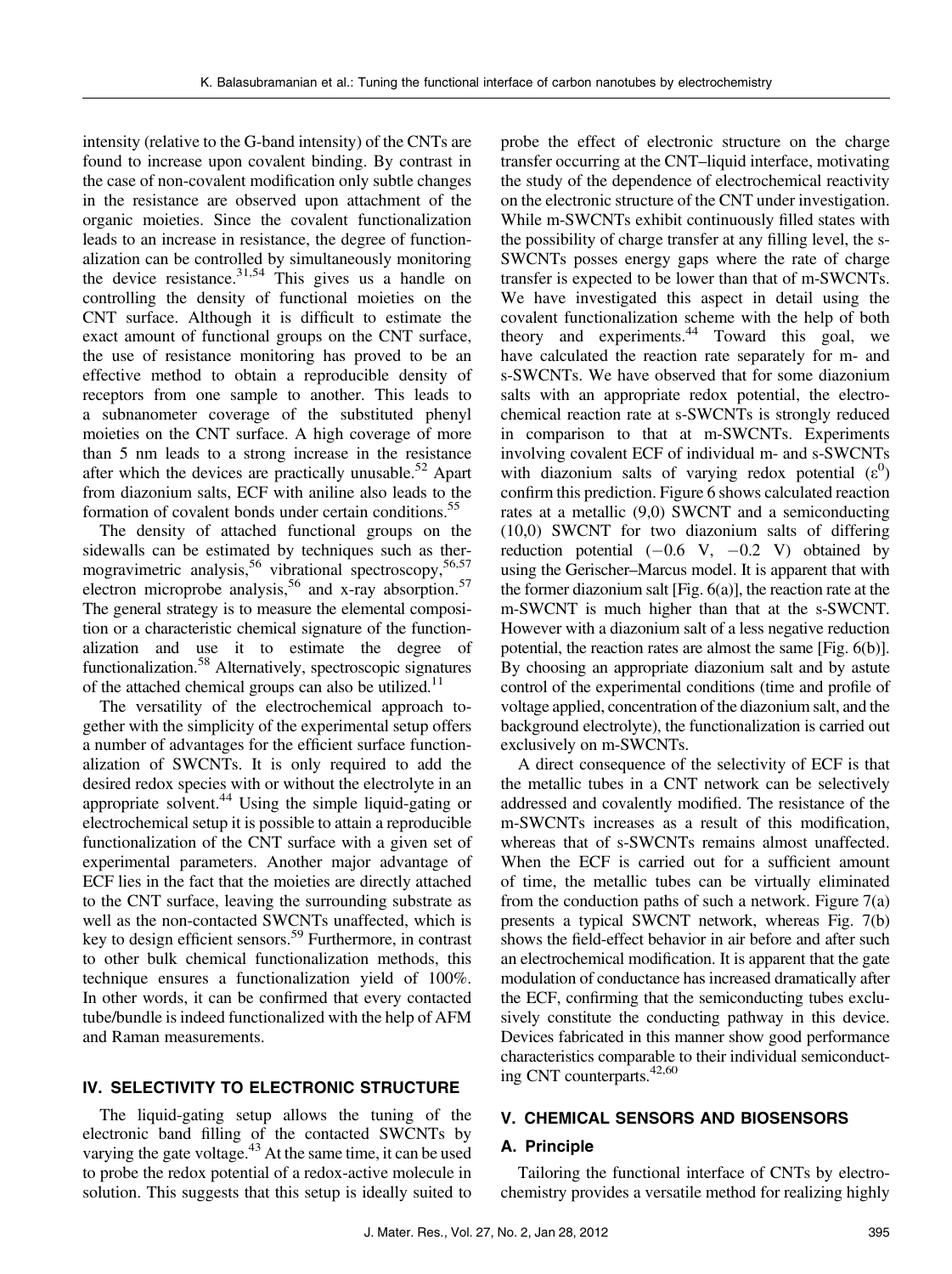intensity (relative to the G-band intensity) of the CNTs are found to increase upon covalent binding. By contrast in the case of non-covalent modification only subtle changes in the resistance are observed upon attachment of the organic moieties. Since the covalent functionalization leads to an increase in resistance, the degree of functionalization can be controlled by simultaneously monitoring the device resistance.[31,54] This gives us a handle on controlling the density of functional moieties on the CNT surface. Although it is difficult to estimate the exact amount of functional groups on the CNT surface, the use of resistance monitoring has proved to be an effective method to obtain a reproducible density of receptors from one sample to another. This leads to a subnanometer coverage of the substituted phenyl moieties on the CNT surface. A high coverage of more than 5 nm leads to a strong increase in the resistance after which the devices are practically unusable.[52] Apart from diazonium salts, ECF with aniline also leads to the formation of covalent bonds under certain conditions.[55]

The density of attached functional groups on the sidewalls can be estimated by techniques such as thermogravimetric analysis,[56] vibrational spectroscopy,[56,57] electron microprobe analysis,[56] and x-ray absorption.[57] The general strategy is to measure the elemental composition or a characteristic chemical signature of the functionalization and use it to estimate the degree of functionalization.[58] Alternatively, spectroscopic signatures of the attached chemical groups can also be utilized.[11]

The versatility of the electrochemical approach together with the simplicity of the experimental setup offers a number of advantages for the efficient surface functionalization of SWCNTs. It is only required to add the desired redox species with or without the electrolyte in an appropriate solvent.[44] Using the simple liquid-gating or electrochemical setup it is possible to attain a reproducible functionalization of the CNT surface with a given set of experimental parameters. Another major advantage of ECF lies in the fact that the moieties are directly attached to the CNT surface, leaving the surrounding substrate as well as the non-contacted SWCNTs unaffected, which is key to design efficient sensors.[59] Furthermore, in contrast to other bulk chemical functionalization methods, this technique ensures a functionalization yield of 100%. In other words, it can be confirmed that every contacted tube/bundle is indeed functionalized with the help of AFM and Raman measurements.

## IV. SELECTIVITY TO ELECTRONIC STRUCTURE

The liquid-gating setup allows the tuning of the electronic band filling of the contacted SWCNTs by varying the gate voltage.[43] At the same time, it can be used to probe the redox potential of a redox-active molecule in solution. This suggests that this setup is ideally suited to probe the effect of electronic structure on the charge transfer occurring at the CNT–liquid interface, motivating the study of the dependence of electrochemical reactivity on the electronic structure of the CNT under investigation. While m-SWCNTs exhibit continuously filled states with the possibility of charge transfer at any filling level, the s-SWCNTs posses energy gaps where the rate of charge transfer is expected to be lower than that of m-SWCNTs. We have investigated this aspect in detail using the covalent functionalization scheme with the help of both theory and experiments.[44] Toward this goal, we have calculated the reaction rate separately for m- and s-SWCNTs. We have observed that for some diazonium salts with an appropriate redox potential, the electrochemical reaction rate at s-SWCNTs is strongly reduced in comparison to that at m-SWCNTs. Experiments involving covalent ECF of individual m- and s-SWCNTs with diazonium salts of varying redox potential ($\varepsilon^0$) confirm this prediction. Figure 6 shows calculated reaction rates at a metallic (9,0) SWCNT and a semiconducting (10,0) SWCNT for two diazonium salts of differing reduction potential ($-0.6$ V, $-0.2$ V) obtained by using the Gerischer–Marcus model. It is apparent that with the former diazonium salt [Fig. 6(a)], the reaction rate at the m-SWCNT is much higher than that at the s-SWCNT. However with a diazonium salt of a less negative reduction potential, the reaction rates are almost the same [Fig. 6(b)]. By choosing an appropriate diazonium salt and by astute control of the experimental conditions (time and profile of voltage applied, concentration of the diazonium salt, and the background electrolyte), the functionalization is carried out exclusively on m-SWCNTs.

A direct consequence of the selectivity of ECF is that the metallic tubes in a CNT network can be selectively addressed and covalently modified. The resistance of the m-SWCNTs increases as a result of this modification, whereas that of s-SWCNTs remains almost unaffected. When the ECF is carried out for a sufficient amount of time, the metallic tubes can be virtually eliminated from the conduction paths of such a network. Figure 7(a) presents a typical SWCNT network, whereas Fig. 7(b) shows the field-effect behavior in air before and after such an electrochemical modification. It is apparent that the gate modulation of conductance has increased dramatically after the ECF, confirming that the semiconducting tubes exclusively constitute the conducting pathway in this device. Devices fabricated in this manner show good performance characteristics comparable to their individual semiconducting CNT counterparts.[42,60]

## V. CHEMICAL SENSORS AND BIOSENSORS

### A. Principle

Tailoring the functional interface of CNTs by electrochemistry provides a versatile method for realizing highly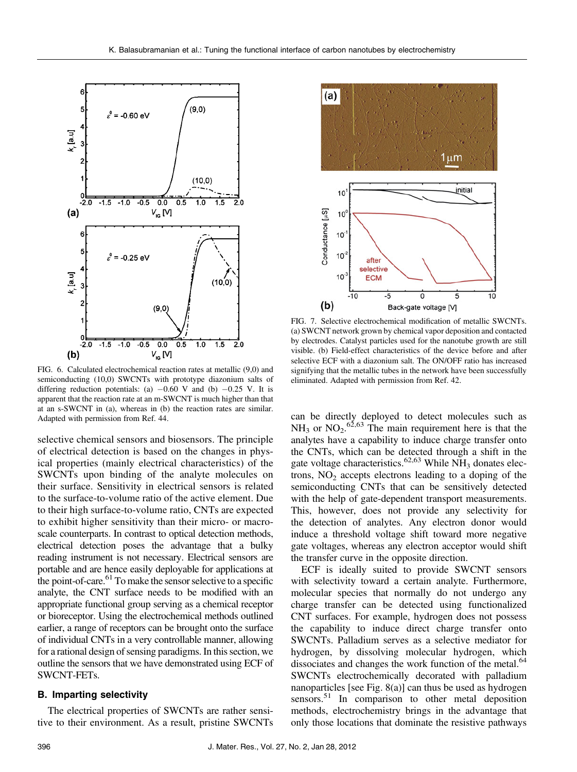FIG. 6. Calculated electrochemical reaction rates at metallic (9,0) and semiconducting (10,0) SWCNTs with prototype diazonium salts of differing reduction potentials: (a) −0.60 V and (b) −0.25 V. It is apparent that the reaction rate at an m-SWCNT is much higher than that at an s-SWCNT in (a), whereas in (b) the reaction rates are similar. Adapted with permission from Ref. 44.

selective chemical sensors and biosensors. The principle of electrical detection is based on the changes in physical properties (mainly electrical characteristics) of the SWCNTs upon binding of the analyte molecules on their surface. Sensitivity in electrical sensors is related to the surface-to-volume ratio of the active element. Due to their high surface-to-volume ratio, CNTs are expected to exhibit higher sensitivity than their micro- or macroscale counterparts. In contrast to optical detection methods, electrical detection poses the advantage that a bulky reading instrument is not necessary. Electrical sensors are portable and are hence easily deployable for applications at the point-of-care.[61] To make the sensor selective to a specific analyte, the CNT surface needs to be modified with an appropriate functional group serving as a chemical receptor or bioreceptor. Using the electrochemical methods outlined earlier, a range of receptors can be brought onto the surface of individual CNTs in a very controllable manner, allowing for a rational design of sensing paradigms. In this section, we outline the sensors that we have demonstrated using ECF of SWCNT-FETs.

## B. Imparting selectivity

The electrical properties of SWCNTs are rather sensitive to their environment. As a result, pristine SWCNTs can be directly deployed to detect molecules such as $NH_3$ or $NO_2$.[62,63] The main requirement here is that the analytes have a capability to induce charge transfer onto the CNTs, which can be detected through a shift in the gate voltage characteristics.[62,63] While $NH_3$ donates electrons, $NO_2$ accepts electrons leading to a doping of the semiconducting CNTs that can be sensitively detected with the help of gate-dependent transport measurements. This, however, does not provide any selectivity for the detection of analytes. Any electron donor would induce a threshold voltage shift toward more negative gate voltages, whereas any electron acceptor would shift the transfer curve in the opposite direction.

FIG. 7. Selective electrochemical modification of metallic SWCNTs. (a) SWCNT network grown by chemical vapor deposition and contacted by electrodes. Catalyst particles used for the nanotube growth are still visible. (b) Field-effect characteristics of the device before and after selective ECF with a diazonium salt. The ON/OFF ratio has increased signifying that the metallic tubes in the network have been successfully eliminated. Adapted with permission from Ref. 42.

ECF is ideally suited to provide SWCNT sensors with selectivity toward a certain analyte. Furthermore, molecular species that normally do not undergo any charge transfer can be detected using functionalized CNT surfaces. For example, hydrogen does not possess the capability to induce direct charge transfer onto SWCNTs. Palladium serves as a selective mediator for hydrogen, by dissolving molecular hydrogen, which dissociates and changes the work function of the metal.[64] SWCNTs electrochemically decorated with palladium nanoparticles [see Fig. 8(a)] can thus be used as hydrogen sensors.[51] In comparison to other metal deposition methods, electrochemistry brings in the advantage that only those locations that dominate the resistive pathways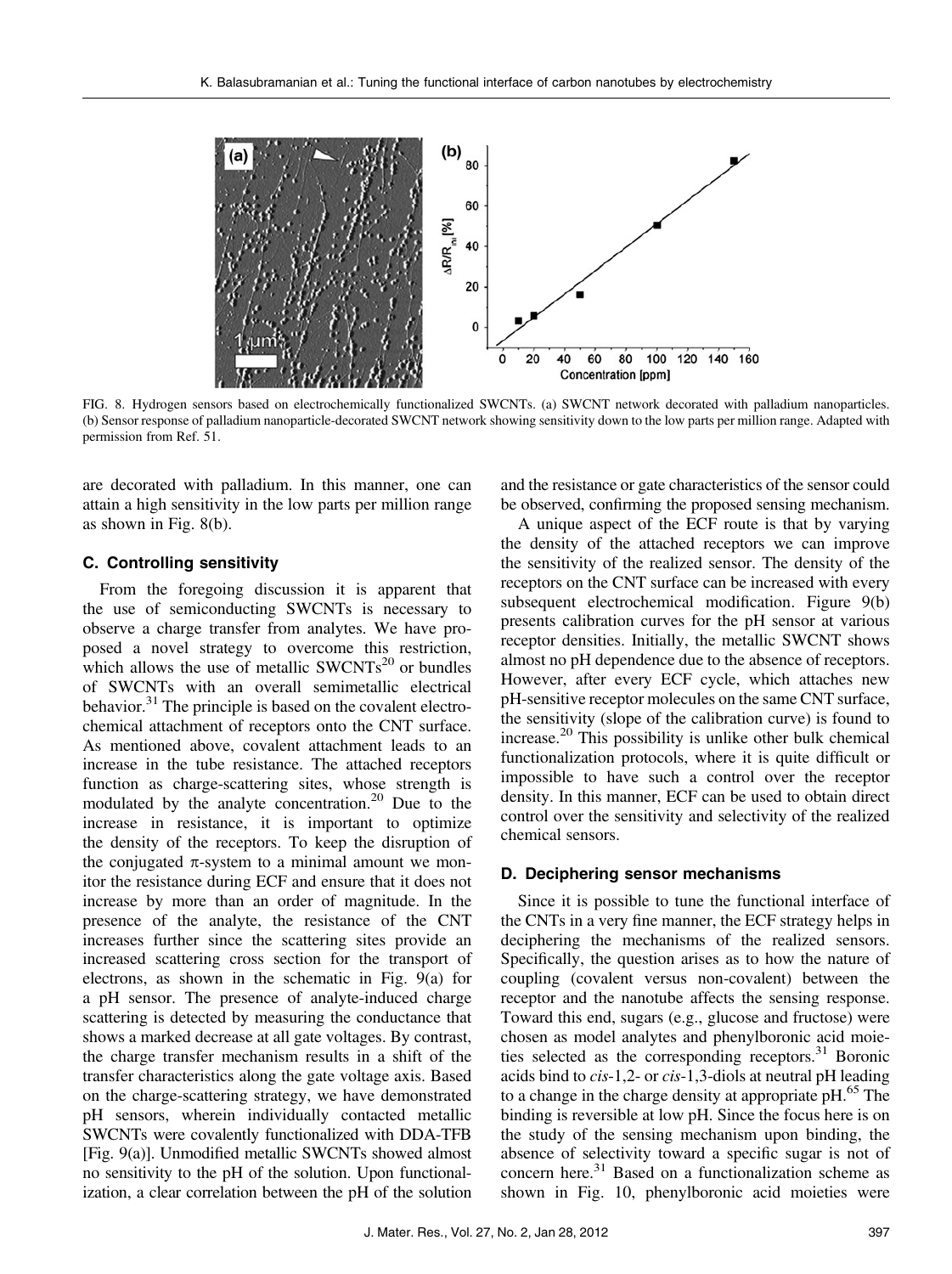(a)

1 μm

(b)

$\Delta R/R_{ini}$ [%]

80

60

40

20

0

0 20 40 60 80 100 120 140 160

Concentration [ppm]

FIG. 8. Hydrogen sensors based on electrochemically functionalized SWCNTs. (a) SWCNT network decorated with palladium nanoparticles. (b) Sensor response of palladium nanoparticle-decorated SWCNT network showing sensitivity down to the low parts per million range. Adapted with permission from Ref. 51.

are decorated with palladium. In this manner, one can attain a high sensitivity in the low parts per million range as shown in Fig. 8(b).

### C. Controlling sensitivity

From the foregoing discussion it is apparent that the use of semiconducting SWCNTs is necessary to observe a charge transfer from analytes. We have proposed a novel strategy to overcome this restriction, which allows the use of metallic SWCNTs[20] or bundles of SWCNTs with an overall semimetallic electrical behavior.[31] The principle is based on the covalent electrochemical attachment of receptors onto the CNT surface. As mentioned above, covalent attachment leads to an increase in the tube resistance. The attached receptors function as charge-scattering sites, whose strength is modulated by the analyte concentration.[20] Due to the increase in resistance, it is important to optimize the density of the receptors. To keep the disruption of the conjugated π-system to a minimal amount we monitor the resistance during ECF and ensure that it does not increase by more than an order of magnitude. In the presence of the analyte, the resistance of the CNT increases further since the scattering sites provide an increased scattering cross section for the transport of electrons, as shown in the schematic in Fig. 9(a) for a pH sensor. The presence of analyte-induced charge scattering is detected by measuring the conductance that shows a marked decrease at all gate voltages. By contrast, the charge transfer mechanism results in a shift of the transfer characteristics along the gate voltage axis. Based on the charge-scattering strategy, we have demonstrated pH sensors, wherein individually contacted metallic SWCNTs were covalently functionalized with DDA-TFB [Fig. 9(a)]. Unmodified metallic SWCNTs showed almost no sensitivity to the pH of the solution. Upon functionalization, a clear correlation between the pH of the solution and the resistance or gate characteristics of the sensor could be observed, confirming the proposed sensing mechanism.

A unique aspect of the ECF route is that by varying the density of the attached receptors we can improve the sensitivity of the realized sensor. The density of the receptors on the CNT surface can be increased with every subsequent electrochemical modification. Figure 9(b) presents calibration curves for the pH sensor at various receptor densities. Initially, the metallic SWCNT shows almost no pH dependence due to the absence of receptors. However, after every ECF cycle, which attaches new pH-sensitive receptor molecules on the same CNT surface, the sensitivity (slope of the calibration curve) is found to increase.[20] This possibility is unlike other bulk chemical functionalization protocols, where it is quite difficult or impossible to have such a control over the receptor density. In this manner, ECF can be used to obtain direct control over the sensitivity and selectivity of the realized chemical sensors.

### D. Deciphering sensor mechanisms

Since it is possible to tune the functional interface of the CNTs in a very fine manner, the ECF strategy helps in deciphering the mechanisms of the realized sensors. Specifically, the question arises as to how the nature of coupling (covalent versus non-covalent) between the receptor and the nanotube affects the sensing response. Toward this end, sugars (e.g., glucose and fructose) were chosen as model analytes and phenylboronic acid moieties selected as the corresponding receptors.[31] Boronic acids bind to *cis*-1,2- or *cis*-1,3-diols at neutral pH leading to a change in the charge density at appropriate pH.[65] The binding is reversible at low pH. Since the focus here is on the study of the sensing mechanism upon binding, the absence of selectivity toward a specific sugar is not of concern here.[31] Based on a functionalization scheme as shown in Fig. 10, phenylboronic acid moieties were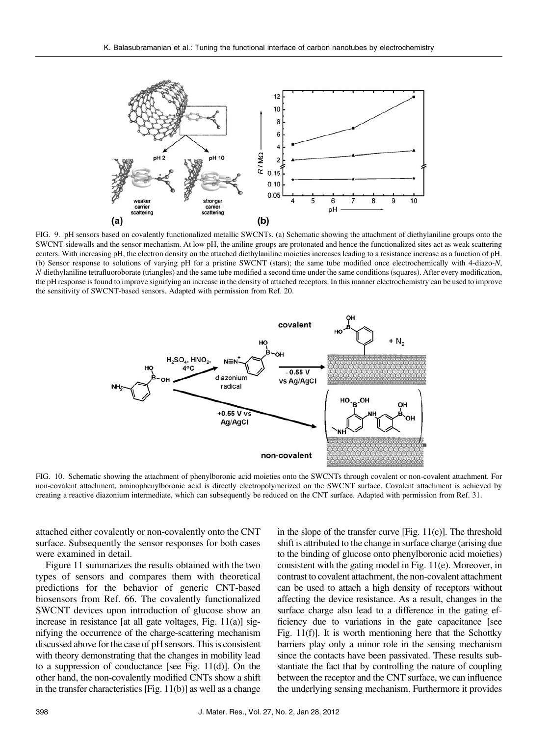FIG. 9. pH sensors based on covalently functionalized metallic SWCNTs. (a) Schematic showing the attachment of diethylaniline groups onto the SWCNT sidewalls and the sensor mechanism. At low pH, the aniline groups are protonated and hence the functionalized sites act as weak scattering centers. With increasing pH, the electron density on the attached diethylaniline moieties increases leading to a resistance increase as a function of pH. (b) Sensor response to solutions of varying pH for a pristine SWCNT (stars); the same tube modified once electrochemically with 4-diazo-*N*,*N*-diethylaniline tetrafluoroborate (triangles) and the same tube modified a second time under the same conditions (squares). After every modification, the pH response is found to improve signifying an increase in the density of attached receptors. In this manner electrochemistry can be used to improve the sensitivity of SWCNT-based sensors. Adapted with permission from Ref. 20.

FIG. 10. Schematic showing the attachment of phenylboronic acid moieties onto the SWCNTs through covalent or non-covalent attachment. For non-covalent attachment, aminophenylboronic acid is directly electropolymerized on the SWCNT surface. Covalent attachment is achieved by creating a reactive diazonium intermediate, which can subsequently be reduced on the CNT surface. Adapted with permission from Ref. 31.

attached either covalently or non-covalently onto the CNT surface. Subsequently the sensor responses for both cases were examined in detail.

Figure 11 summarizes the results obtained with the two types of sensors and compares them with theoretical predictions for the behavior of generic CNT-based biosensors from Ref. 66. The covalently functionalized SWCNT devices upon introduction of glucose show an increase in resistance [at all gate voltages, Fig. 11(a)] signifying the occurrence of the charge-scattering mechanism discussed above for the case of pH sensors. This is consistent with theory demonstrating that the changes in mobility lead to a suppression of conductance [see Fig. 11(d)]. On the other hand, the non-covalently modified CNTs show a shift in the transfer characteristics [Fig. 11(b)] as well as a change in the slope of the transfer curve [Fig. 11(c)]. The threshold shift is attributed to the change in surface charge (arising due to the binding of glucose onto phenylboronic acid moieties) consistent with the gating model in Fig. 11(e). Moreover, in contrast to covalent attachment, the non-covalent attachment can be used to attach a high density of receptors without affecting the device resistance. As a result, changes in the surface charge also lead to a difference in the gating efficiency due to variations in the gate capacitance [see Fig. 11(f)]. It is worth mentioning here that the Schottky barriers play only a minor role in the sensing mechanism since the contacts have been passivated. These results substantiate the fact that by controlling the nature of coupling between the receptor and the CNT surface, we can influence the underlying sensing mechanism. Furthermore it provides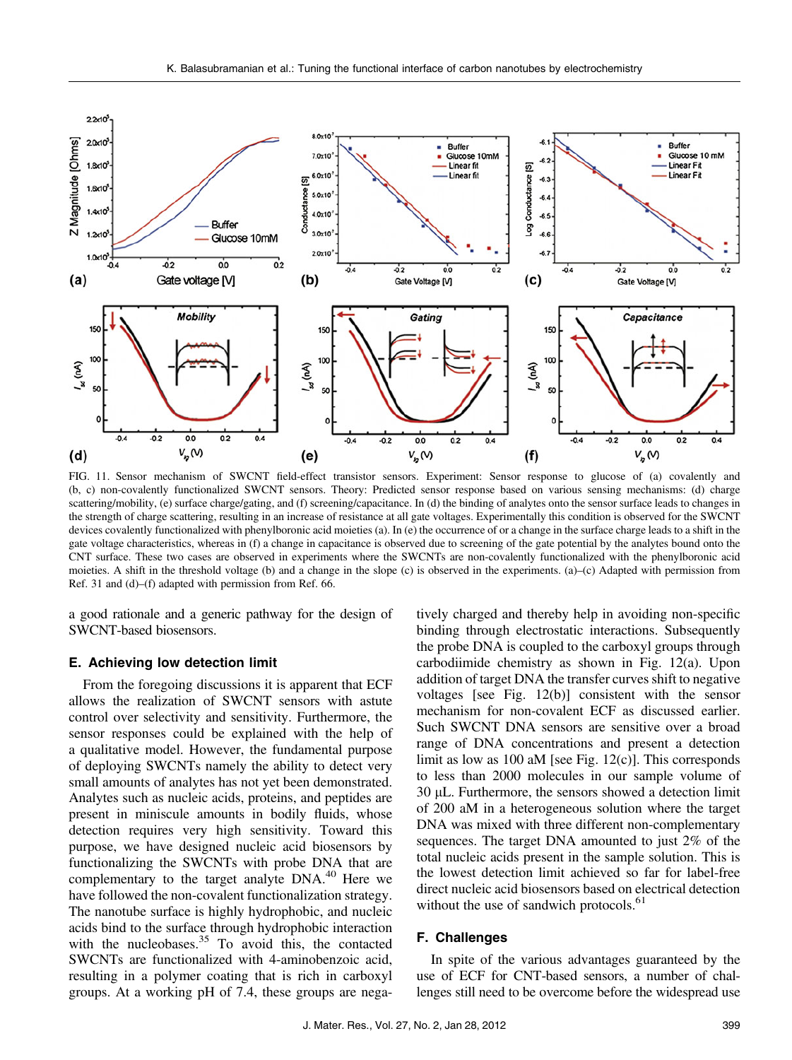(a)
Z Magnitude [Ohms]
2.2x10⁵
2.0x10⁵
1.8x10⁵
1.6x10⁵
1.4x10⁵
1.2x10⁵
1.0x10⁵
-0.4
-0.2
0.0
0.2
Gate voltage [V]
Buffer
Glucose 10mM

(b)
Conductance [S]
8.0x10⁻⁷
7.0x10⁻⁷
6.0x10⁻⁷
5.0x10⁻⁷
4.0x10⁻⁷
3.0x10⁻⁷
2.0x10⁻⁷
-0.4
-0.2
0.0
0.2
Gate Voltage [V]
Buffer
Glucose 10mM
Linear fit
Linear fit

(c)
Log Conductance [S]
-6.1
-6.2
-6.3
-6.4
-6.5
-6.6
-6.7
-0.4
-0.2
0.0
0.2
Gate Voltage [V]
Buffer
Glucose 10 mM
Linear Fit
Linear Fit

(d)
Mobility
$I_{sd}$ (nA)
150
100
50
0
-0.4
-0.2
0.0
0.2
0.4
$V_{lg}$ (V)

(e)
Gating
$I_{sd}$ (nA)
150
100
50
0
-0.4
-0.2
0.0
0.2
0.4
$V_{lg}$ (V)

(f)
Capacitance
$I_{sd}$ (nA)
150
100
50
0
-0.4
-0.2
0.0
0.2
0.4
$V_{lg}$ (V)

FIG. 11. Sensor mechanism of SWCNT field-effect transistor sensors. Experiment: Sensor response to glucose of (a) covalently and (b, c) non-covalently functionalized SWCNT sensors. Theory: Predicted sensor response based on various sensing mechanisms: (d) charge scattering/mobility, (e) surface charge/gating, and (f) screening/capacitance. In (d) the binding of analytes onto the sensor surface leads to changes in the strength of charge scattering, resulting in an increase of resistance at all gate voltages. Experimentally this condition is observed for the SWCNT devices covalently functionalized with phenylboronic acid moieties (a). In (e) the occurrence of or a change in the surface charge leads to a shift in the gate voltage characteristics, whereas in (f) a change in capacitance is observed due to screening of the gate potential by the analytes bound onto the CNT surface. These two cases are observed in experiments where the SWCNTs are non-covalently functionalized with the phenylboronic acid moieties. A shift in the threshold voltage (b) and a change in the slope (c) is observed in the experiments. (a)–(c) Adapted with permission from Ref. 31 and (d)–(f) adapted with permission from Ref. 66.

a good rationale and a generic pathway for the design of SWCNT-based biosensors.

## E. Achieving low detection limit

From the foregoing discussions it is apparent that ECF allows the realization of SWCNT sensors with astute control over selectivity and sensitivity. Furthermore, the sensor responses could be explained with the help of a qualitative model. However, the fundamental purpose of deploying SWCNTs namely the ability to detect very small amounts of analytes has not yet been demonstrated. Analytes such as nucleic acids, proteins, and peptides are present in miniscule amounts in bodily fluids, whose detection requires very high sensitivity. Toward this purpose, we have designed nucleic acid biosensors by functionalizing the SWCNTs with probe DNA that are complementary to the target analyte DNA.[40] Here we have followed the non-covalent functionalization strategy. The nanotube surface is highly hydrophobic, and nucleic acids bind to the surface through hydrophobic interaction with the nucleobases.[35] To avoid this, the contacted SWCNTs are functionalized with 4-aminobenzoic acid, resulting in a polymer coating that is rich in carboxyl groups. At a working pH of 7.4, these groups are negatively charged and thereby help in avoiding non-specific binding through electrostatic interactions. Subsequently the probe DNA is coupled to the carboxyl groups through carbodiimide chemistry as shown in Fig. 12(a). Upon addition of target DNA the transfer curves shift to negative voltages [see Fig. 12(b)] consistent with the sensor mechanism for non-covalent ECF as discussed earlier. Such SWCNT DNA sensors are sensitive over a broad range of DNA concentrations and present a detection limit as low as 100 aM [see Fig. 12(c)]. This corresponds to less than 2000 molecules in our sample volume of 30 μL. Furthermore, the sensors showed a detection limit of 200 aM in a heterogeneous solution where the target DNA was mixed with three different non-complementary sequences. The target DNA amounted to just 2% of the total nucleic acids present in the sample solution. This is the lowest detection limit achieved so far for label-free direct nucleic acid biosensors based on electrical detection without the use of sandwich protocols.[61]

## F. Challenges

In spite of the various advantages guaranteed by the use of ECF for CNT-based sensors, a number of challenges still need to be overcome before the widespread use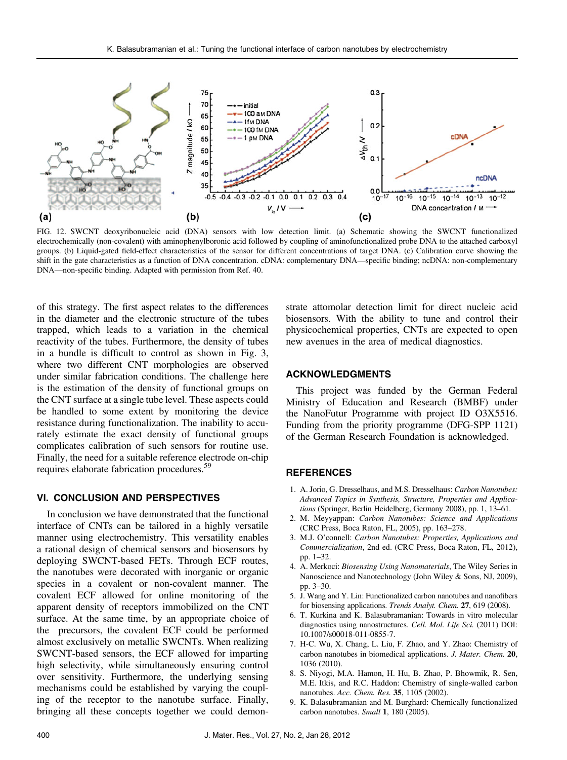(a)

75
70
65
60
55
50
45
40
35
Z magnitude / kΩ
initial
100 aM DNA
1fM DNA
100 fM DNA
1 pM DNA
-0.5 -0.4 -0.3 -0.2 -0.1 0.0 0.1 0.2 0.3 0.4
$V_{lg}$ / V
(b)

0.3
0.2
0.1
0.0
$\Delta V_{th}$ /V
cDNA
ncDNA
$10^{-17}$ $10^{-16}$ $10^{-15}$ $10^{-14}$ $10^{-13}$ $10^{-12}$
DNA concentration / M
(c)

FIG. 12. SWCNT deoxyribonucleic acid (DNA) sensors with low detection limit. (a) Schematic showing the SWCNT functionalized electrochemically (non-covalent) with aminophenylboronic acid followed by coupling of aminofunctionalized probe DNA to the attached carboxyl groups. (b) Liquid-gated field-effect characteristics of the sensor for different concentrations of target DNA. (c) Calibration curve showing the shift in the gate characteristics as a function of DNA concentration. cDNA: complementary DNA—specific binding; ncDNA: non-complementary DNA—non-specific binding. Adapted with permission from Ref. 40.

of this strategy. The first aspect relates to the differences in the diameter and the electronic structure of the tubes trapped, which leads to a variation in the chemical reactivity of the tubes. Furthermore, the density of tubes in a bundle is difficult to control as shown in Fig. 3, where two different CNT morphologies are observed under similar fabrication conditions. The challenge here is the estimation of the density of functional groups on the CNT surface at a single tube level. These aspects could be handled to some extent by monitoring the device resistance during functionalization. The inability to accurately estimate the exact density of functional groups complicates calibration of such sensors for routine use. Finally, the need for a suitable reference electrode on-chip requires elaborate fabrication procedures.[59]

## VI. CONCLUSION AND PERSPECTIVES

In conclusion we have demonstrated that the functional interface of CNTs can be tailored in a highly versatile manner using electrochemistry. This versatility enables a rational design of chemical sensors and biosensors by deploying SWCNT-based FETs. Through ECF routes, the nanotubes were decorated with inorganic or organic species in a covalent or non-covalent manner. The covalent ECF allowed for online monitoring of the apparent density of receptors immobilized on the CNT surface. At the same time, by an appropriate choice of the precursors, the covalent ECF could be performed almost exclusively on metallic SWCNTs. When realizing SWCNT-based sensors, the ECF allowed for imparting high selectivity, while simultaneously ensuring control over sensitivity. Furthermore, the underlying sensing mechanisms could be established by varying the coupling of the receptor to the nanotube surface. Finally, bringing all these concepts together we could demonstrate attomolar detection limit for direct nucleic acid biosensors. With the ability to tune and control their physicochemical properties, CNTs are expected to open new avenues in the area of medical diagnostics.

## ACKNOWLEDGMENTS

This project was funded by the German Federal Ministry of Education and Research (BMBF) under the NanoFutur Programme with project ID O3X5516. Funding from the priority programme (DFG-SPP 1121) of the German Research Foundation is acknowledged.

## REFERENCES

1. A. Jorio, G. Dresselhaus, and M.S. Dresselhaus: *Carbon Nanotubes: Advanced Topics in Synthesis, Structure, Properties and Applications* (Springer, Berlin Heidelberg, Germany 2008), pp. 1, 13–61.
2. M. Meyyappan: *Carbon Nanotubes: Science and Applications* (CRC Press, Boca Raton, FL, 2005), pp. 163–278.
3. M.J. O'connell: *Carbon Nanotubes: Properties, Applications and Commercialization*, 2nd ed. (CRC Press, Boca Raton, FL, 2012), pp. 1–32.
4. A. Merkoci: *Biosensing Using Nanomaterials*, The Wiley Series in Nanoscience and Nanotechnology (John Wiley & Sons, NJ, 2009), pp. 3–30.
5. J. Wang and Y. Lin: Functionalized carbon nanotubes and nanofibers for biosensing applications. *Trends Analyt. Chem.* **27**, 619 (2008).
6. T. Kurkina and K. Balasubramanian: Towards in vitro molecular diagnostics using nanostructures. *Cell. Mol. Life Sci.* (2011) DOI: 10.1007/s00018-011-0855-7.
7. H-C. Wu, X. Chang, L. Liu, F. Zhao, and Y. Zhao: Chemistry of carbon nanotubes in biomedical applications. *J. Mater. Chem.* **20**, 1036 (2010).
8. S. Niyogi, M.A. Hamon, H. Hu, B. Zhao, P. Bhowmik, R. Sen, M.E. Itkis, and R.C. Haddon: Chemistry of single-walled carbon nanotubes. *Acc. Chem. Res.* **35**, 1105 (2002).
9. K. Balasubramanian and M. Burghard: Chemically functionalized carbon nanotubes. *Small* **1**, 180 (2005).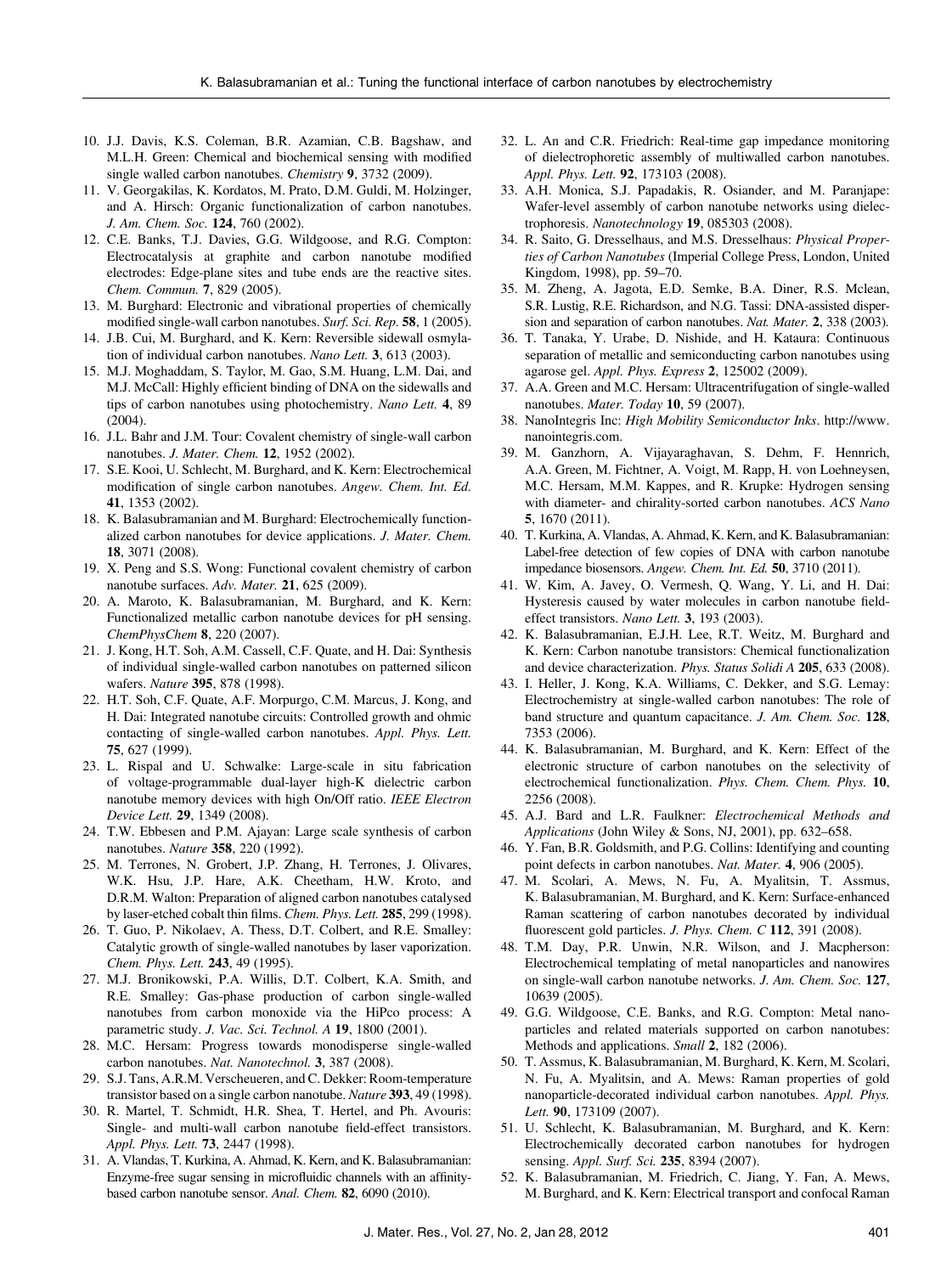10. J.J. Davis, K.S. Coleman, B.R. Azamian, C.B. Bagshaw, and M.L.H. Green: Chemical and biochemical sensing with modified single walled carbon nanotubes. *Chemistry* **9**, 3732 (2009).
11. V. Georgakilas, K. Kordatos, M. Prato, D.M. Guldi, M. Holzinger, and A. Hirsch: Organic functionalization of carbon nanotubes. *J. Am. Chem. Soc.* **124**, 760 (2002).
12. C.E. Banks, T.J. Davies, G.G. Wildgoose, and R.G. Compton: Electrocatalysis at graphite and carbon nanotube modified electrodes: Edge-plane sites and tube ends are the reactive sites. *Chem. Commun.* **7**, 829 (2005).
13. M. Burghard: Electronic and vibrational properties of chemically modified single-wall carbon nanotubes. *Surf. Sci. Rep.* **58**, 1 (2005).
14. J.B. Cui, M. Burghard, and K. Kern: Reversible sidewall osmylation of individual carbon nanotubes. *Nano Lett.* **3**, 613 (2003).
15. M.J. Moghaddam, S. Taylor, M. Gao, S.M. Huang, L.M. Dai, and M.J. McCall: Highly efficient binding of DNA on the sidewalls and tips of carbon nanotubes using photochemistry. *Nano Lett.* **4**, 89 (2004).
16. J.L. Bahr and J.M. Tour: Covalent chemistry of single-wall carbon nanotubes. *J. Mater. Chem.* **12**, 1952 (2002).
17. S.E. Kooi, U. Schlecht, M. Burghard, and K. Kern: Electrochemical modification of single carbon nanotubes. *Angew. Chem. Int. Ed.* **41**, 1353 (2002).
18. K. Balasubramanian and M. Burghard: Electrochemically functionalized carbon nanotubes for device applications. *J. Mater. Chem.* **18**, 3071 (2008).
19. X. Peng and S.S. Wong: Functional covalent chemistry of carbon nanotube surfaces. *Adv. Mater.* **21**, 625 (2009).
20. A. Maroto, K. Balasubramanian, M. Burghard, and K. Kern: Functionalized metallic carbon nanotube devices for pH sensing. *ChemPhysChem* **8**, 220 (2007).
21. J. Kong, H.T. Soh, A.M. Cassell, C.F. Quate, and H. Dai: Synthesis of individual single-walled carbon nanotubes on patterned silicon wafers. *Nature* **395**, 878 (1998).
22. H.T. Soh, C.F. Quate, A.F. Morpurgo, C.M. Marcus, J. Kong, and H. Dai: Integrated nanotube circuits: Controlled growth and ohmic contacting of single-walled carbon nanotubes. *Appl. Phys. Lett.* **75**, 627 (1999).
23. L. Rispal and U. Schwalke: Large-scale in situ fabrication of voltage-programmable dual-layer high-K dielectric carbon nanotube memory devices with high On/Off ratio. *IEEE Electron Device Lett.* **29**, 1349 (2008).
24. T.W. Ebbesen and P.M. Ajayan: Large scale synthesis of carbon nanotubes. *Nature* **358**, 220 (1992).
25. M. Terrones, N. Grobert, J.P. Zhang, H. Terrones, J. Olivares, W.K. Hsu, J.P. Hare, A.K. Cheetham, H.W. Kroto, and D.R.M. Walton: Preparation of aligned carbon nanotubes catalysed by laser-etched cobalt thin films. *Chem. Phys. Lett.* **285**, 299 (1998).
26. T. Guo, P. Nikolaev, A. Thess, D.T. Colbert, and R.E. Smalley: Catalytic growth of single-walled nanotubes by laser vaporization. *Chem. Phys. Lett.* **243**, 49 (1995).
27. M.J. Bronikowski, P.A. Willis, D.T. Colbert, K.A. Smith, and R.E. Smalley: Gas-phase production of carbon single-walled nanotubes from carbon monoxide via the HiPco process: A parametric study. *J. Vac. Sci. Technol. A* **19**, 1800 (2001).
28. M.C. Hersam: Progress towards monodisperse single-walled carbon nanotubes. *Nat. Nanotechnol.* **3**, 387 (2008).
29. S.J. Tans, A.R.M. Verscheueren, and C. Dekker: Room-temperature transistor based on a single carbon nanotube. *Nature* **393**, 49 (1998).
30. R. Martel, T. Schmidt, H.R. Shea, T. Hertel, and Ph. Avouris: Single- and multi-wall carbon nanotube field-effect transistors. *Appl. Phys. Lett.* **73**, 2447 (1998).
31. A. Vlandas, T. Kurkina, A. Ahmad, K. Kern, and K. Balasubramanian: Enzyme-free sugar sensing in microfluidic channels with an affinity-based carbon nanotube sensor. *Anal. Chem.* **82**, 6090 (2010).
32. L. An and C.R. Friedrich: Real-time gap impedance monitoring of dielectrophoretic assembly of multiwalled carbon nanotubes. *Appl. Phys. Lett.* **92**, 173103 (2008).
33. A.H. Monica, S.J. Papadakis, R. Osiander, and M. Paranjape: Wafer-level assembly of carbon nanotube networks using dielectrophoresis. *Nanotechnology* **19**, 085303 (2008).
34. R. Saito, G. Dresselhaus, and M.S. Dresselhaus: *Physical Properties of Carbon Nanotubes* (Imperial College Press, London, United Kingdom, 1998), pp. 59–70.
35. M. Zheng, A. Jagota, E.D. Semke, B.A. Diner, R.S. Mclean, S.R. Lustig, R.E. Richardson, and N.G. Tassi: DNA-assisted dispersion and separation of carbon nanotubes. *Nat. Mater.* **2**, 338 (2003).
36. T. Tanaka, Y. Urabe, D. Nishide, and H. Kataura: Continuous separation of metallic and semiconducting carbon nanotubes using agarose gel. *Appl. Phys. Express* **2**, 125002 (2009).
37. A.A. Green and M.C. Hersam: Ultracentrifugation of single-walled nanotubes. *Mater. Today* **10**, 59 (2007).
38. NanoIntegris Inc: *High Mobility Semiconductor Inks*. http://www.nanointegris.com.
39. M. Ganzhorn, A. Vijayaraghavan, S. Dehm, F. Hennrich, A.A. Green, M. Fichtner, A. Voigt, M. Rapp, H. von Loehneysen, M.C. Hersam, M.M. Kappes, and R. Krupke: Hydrogen sensing with diameter- and chirality-sorted carbon nanotubes. *ACS Nano* **5**, 1670 (2011).
40. T. Kurkina, A. Vlandas, A. Ahmad, K. Kern, and K. Balasubramanian: Label-free detection of few copies of DNA with carbon nanotube impedance biosensors. *Angew. Chem. Int. Ed.* **50**, 3710 (2011).
41. W. Kim, A. Javey, O. Vermesh, Q. Wang, Y. Li, and H. Dai: Hysteresis caused by water molecules in carbon nanotube field-effect transistors. *Nano Lett.* **3**, 193 (2003).
42. K. Balasubramanian, E.J.H. Lee, R.T. Weitz, M. Burghard and K. Kern: Carbon nanotube transistors: Chemical functionalization and device characterization. *Phys. Status Solidi A* **205**, 633 (2008).
43. I. Heller, J. Kong, K.A. Williams, C. Dekker, and S.G. Lemay: Electrochemistry at single-walled carbon nanotubes: The role of band structure and quantum capacitance. *J. Am. Chem. Soc.* **128**, 7353 (2006).
44. K. Balasubramanian, M. Burghard, and K. Kern: Effect of the electronic structure of carbon nanotubes on the selectivity of electrochemical functionalization. *Phys. Chem. Chem. Phys.* **10**, 2256 (2008).
45. A.J. Bard and L.R. Faulkner: *Electrochemical Methods and Applications* (John Wiley & Sons, NJ, 2001), pp. 632–658.
46. Y. Fan, B.R. Goldsmith, and P.G. Collins: Identifying and counting point defects in carbon nanotubes. *Nat. Mater.* **4**, 906 (2005).
47. M. Scolari, A. Mews, N. Fu, A. Myalitsin, T. Assmus, K. Balasubramanian, M. Burghard, and K. Kern: Surface-enhanced Raman scattering of carbon nanotubes decorated by individual fluorescent gold particles. *J. Phys. Chem. C* **112**, 391 (2008).
48. T.M. Day, P.R. Unwin, N.R. Wilson, and J. Macpherson: Electrochemical templating of metal nanoparticles and nanowires on single-wall carbon nanotube networks. *J. Am. Chem. Soc.* **127**, 10639 (2005).
49. G.G. Wildgoose, C.E. Banks, and R.G. Compton: Metal nanoparticles and related materials supported on carbon nanotubes: Methods and applications. *Small* **2**, 182 (2006).
50. T. Assmus, K. Balasubramanian, M. Burghard, K. Kern, M. Scolari, N. Fu, A. Myalitsin, and A. Mews: Raman properties of gold nanoparticle-decorated individual carbon nanotubes. *Appl. Phys. Lett.* **90**, 173109 (2007).
51. U. Schlecht, K. Balasubramanian, M. Burghard, and K. Kern: Electrochemically decorated carbon nanotubes for hydrogen sensing. *Appl. Surf. Sci.* **235**, 8394 (2007).
52. K. Balasubramanian, M. Friedrich, C. Jiang, Y. Fan, A. Mews, M. Burghard, and K. Kern: Electrical transport and confocal Raman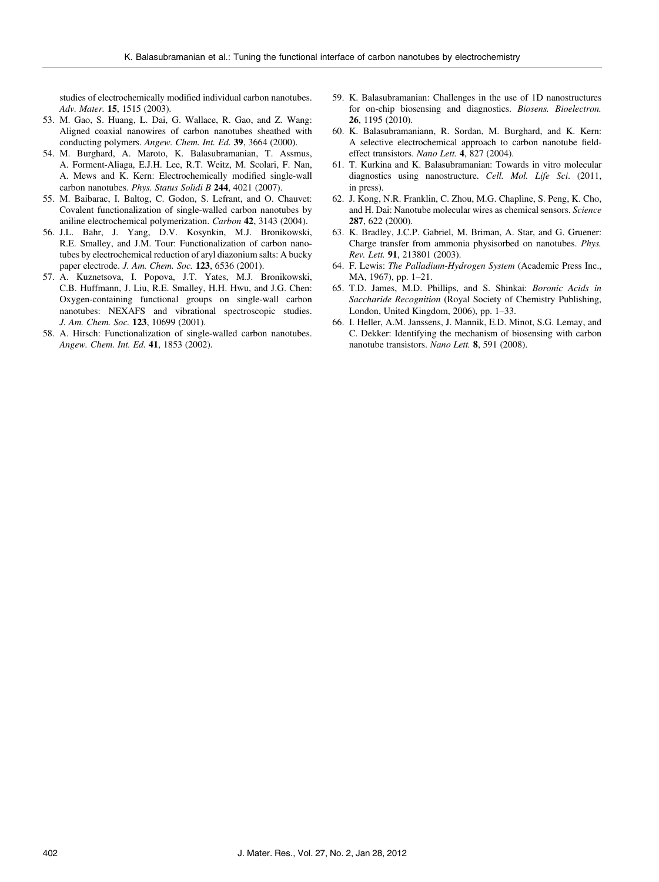studies of electrochemically modified individual carbon nanotubes. *Adv. Mater.* **15**, 1515 (2003).

53. M. Gao, S. Huang, L. Dai, G. Wallace, R. Gao, and Z. Wang: Aligned coaxial nanowires of carbon nanotubes sheathed with conducting polymers. *Angew. Chem. Int. Ed.* **39**, 3664 (2000).
54. M. Burghard, A. Maroto, K. Balasubramanian, T. Assmus, A. Forment-Aliaga, E.J.H. Lee, R.T. Weitz, M. Scolari, F. Nan, A. Mews and K. Kern: Electrochemically modified single-wall carbon nanotubes. *Phys. Status Solidi B* **244**, 4021 (2007).
55. M. Baibarac, I. Baltog, C. Godon, S. Lefrant, and O. Chauvet: Covalent functionalization of single-walled carbon nanotubes by aniline electrochemical polymerization. *Carbon* **42**, 3143 (2004).
56. J.L. Bahr, J. Yang, D.V. Kosynkin, M.J. Bronikowski, R.E. Smalley, and J.M. Tour: Functionalization of carbon nanotubes by electrochemical reduction of aryl diazonium salts: A bucky paper electrode. *J. Am. Chem. Soc.* **123**, 6536 (2001).
57. A. Kuznetsova, I. Popova, J.T. Yates, M.J. Bronikowski, C.B. Huffmann, J. Liu, R.E. Smalley, H.H. Hwu, and J.G. Chen: Oxygen-containing functional groups on single-wall carbon nanotubes: NEXAFS and vibrational spectroscopic studies. *J. Am. Chem. Soc.* **123**, 10699 (2001).
58. A. Hirsch: Functionalization of single-walled carbon nanotubes. *Angew. Chem. Int. Ed.* **41**, 1853 (2002).
59. K. Balasubramanian: Challenges in the use of 1D nanostructures for on-chip biosensing and diagnostics. *Biosens. Bioelectron.* **26**, 1195 (2010).
60. K. Balasubramaniann, R. Sordan, M. Burghard, and K. Kern: A selective electrochemical approach to carbon nanotube field-effect transistors. *Nano Lett.* **4**, 827 (2004).
61. T. Kurkina and K. Balasubramanian: Towards in vitro molecular diagnostics using nanostructure. *Cell. Mol. Life Sci*. (2011, in press).
62. J. Kong, N.R. Franklin, C. Zhou, M.G. Chapline, S. Peng, K. Cho, and H. Dai: Nanotube molecular wires as chemical sensors. *Science* **287**, 622 (2000).
63. K. Bradley, J.C.P. Gabriel, M. Briman, A. Star, and G. Gruener: Charge transfer from ammonia physisorbed on nanotubes. *Phys. Rev. Lett.* **91**, 213801 (2003).
64. F. Lewis: *The Palladium-Hydrogen System* (Academic Press Inc., MA, 1967), pp. 1–21.
65. T.D. James, M.D. Phillips, and S. Shinkai: *Boronic Acids in Saccharide Recognition* (Royal Society of Chemistry Publishing, London, United Kingdom, 2006), pp. 1–33.
66. I. Heller, A.M. Janssens, J. Mannik, E.D. Minot, S.G. Lemay, and C. Dekker: Identifying the mechanism of biosensing with carbon nanotube transistors. *Nano Lett.* **8**, 591 (2008).